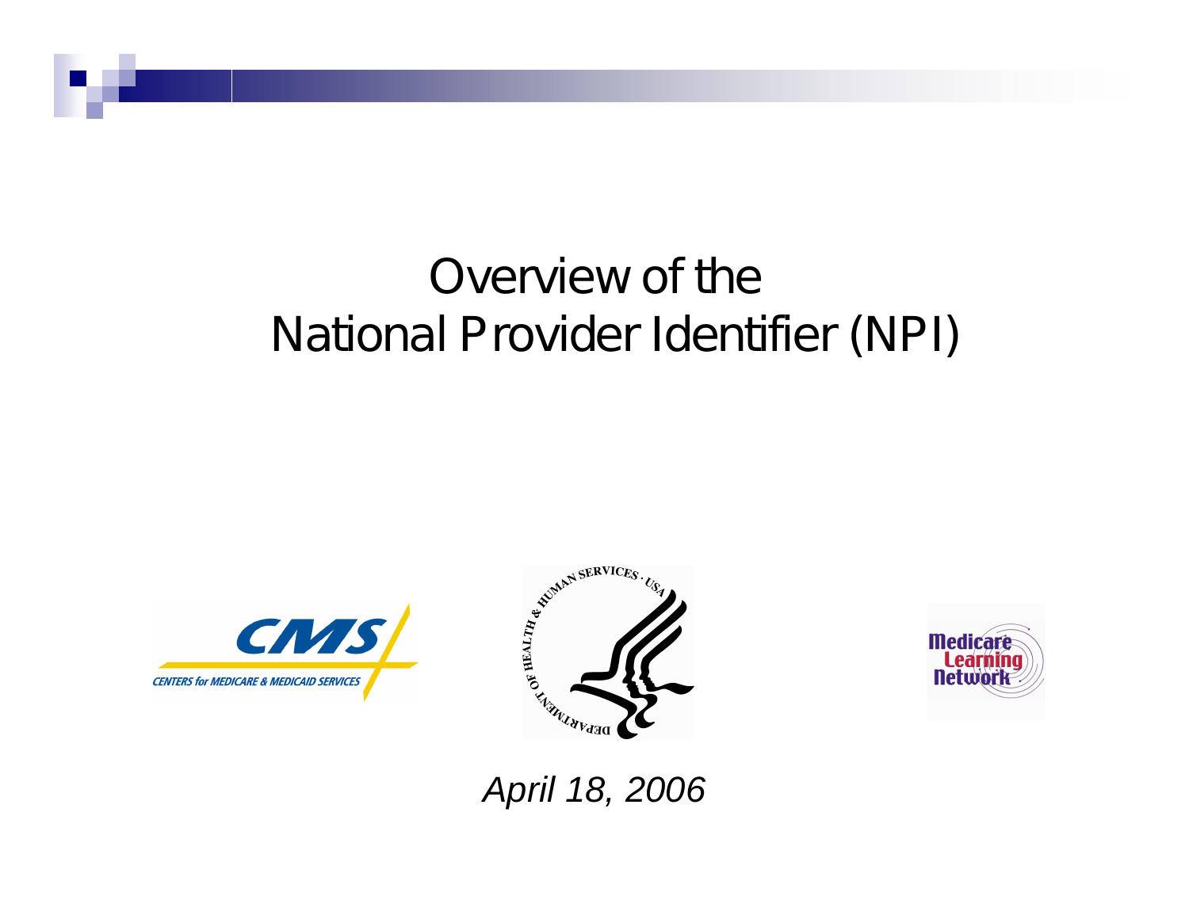# Overview of the National Provider Identifier (NPI)

CMS
CENTERS for MEDICARE & MEDICAID SERVICES

DEPARTMENT OF HEALTH & HUMAN SERVICES · USA

Medicare Learning Network

*April 18, 2006*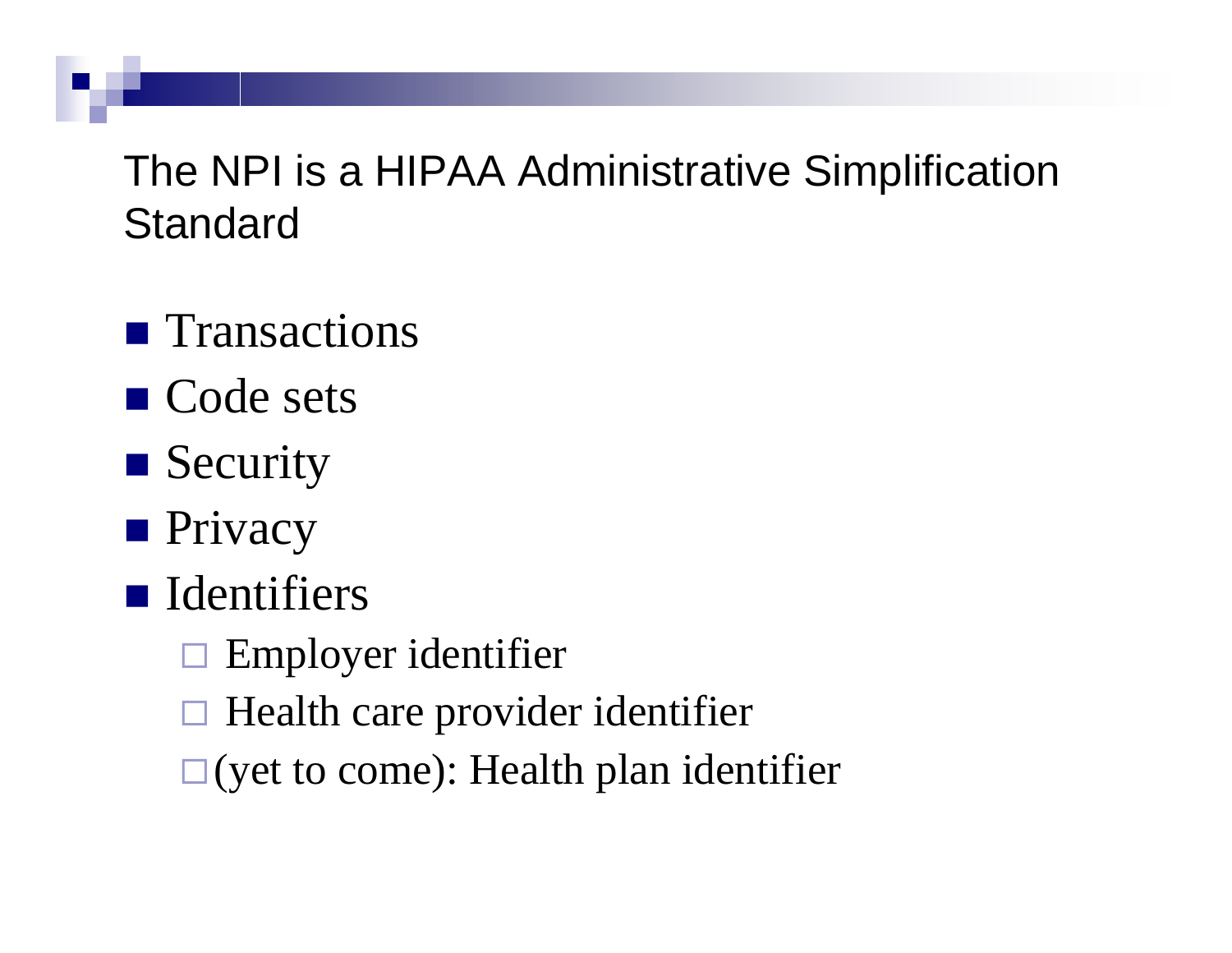## The NPI is a HIPAA Administrative Simplification Standard

- Transactions
- Code sets
- Security
- Privacy
- Identifiers
  - Employer identifier
  - Health care provider identifier
  - (yet to come): Health plan identifier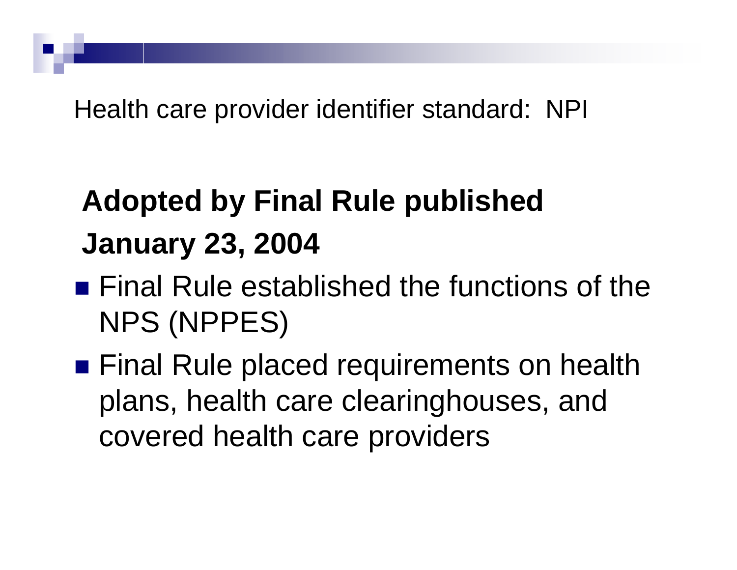## Health care provider identifier standard: NPI

**Adopted by Final Rule published January 23, 2004**

- Final Rule established the functions of the NPS (NPPES)
- Final Rule placed requirements on health plans, health care clearinghouses, and covered health care providers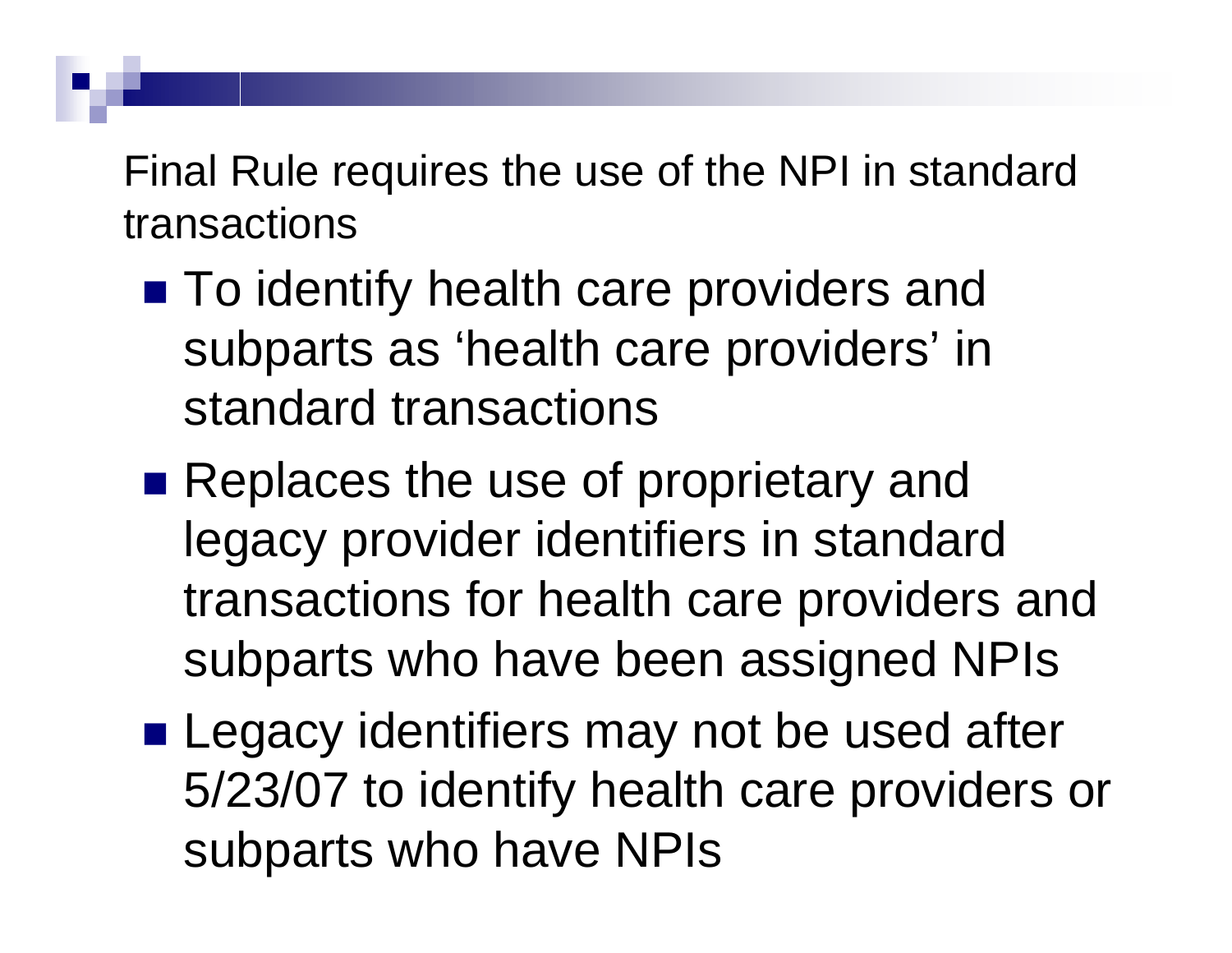Final Rule requires the use of the NPI in standard transactions

- To identify health care providers and subparts as 'health care providers' in standard transactions
- Replaces the use of proprietary and legacy provider identifiers in standard transactions for health care providers and subparts who have been assigned NPIs
- Legacy identifiers may not be used after 5/23/07 to identify health care providers or subparts who have NPIs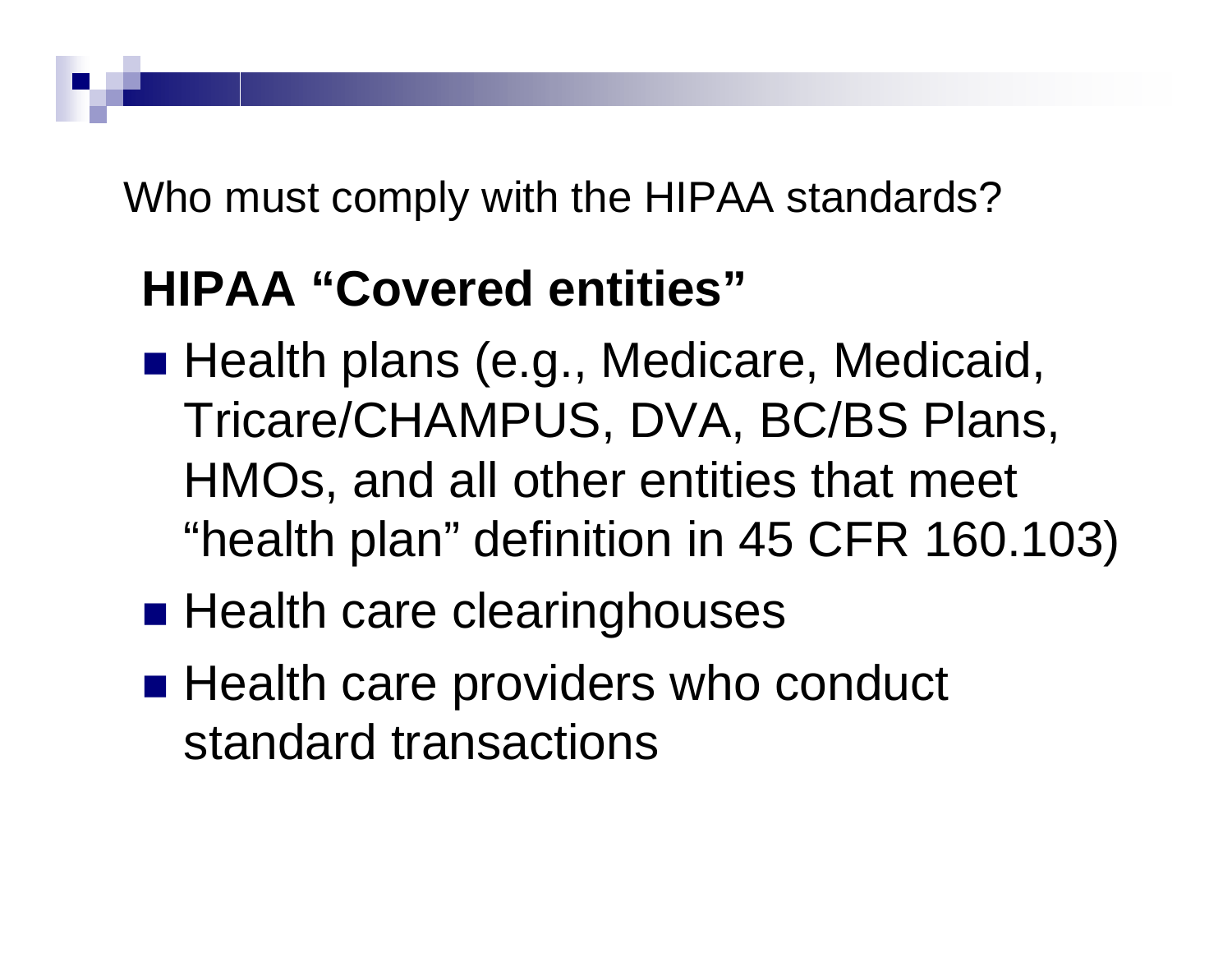Who must comply with the HIPAA standards?

## HIPAA “Covered entities”

- Health plans (e.g., Medicare, Medicaid, Tricare/CHAMPUS, DVA, BC/BS Plans, HMOs, and all other entities that meet “health plan” definition in 45 CFR 160.103)
- Health care clearinghouses
- Health care providers who conduct standard transactions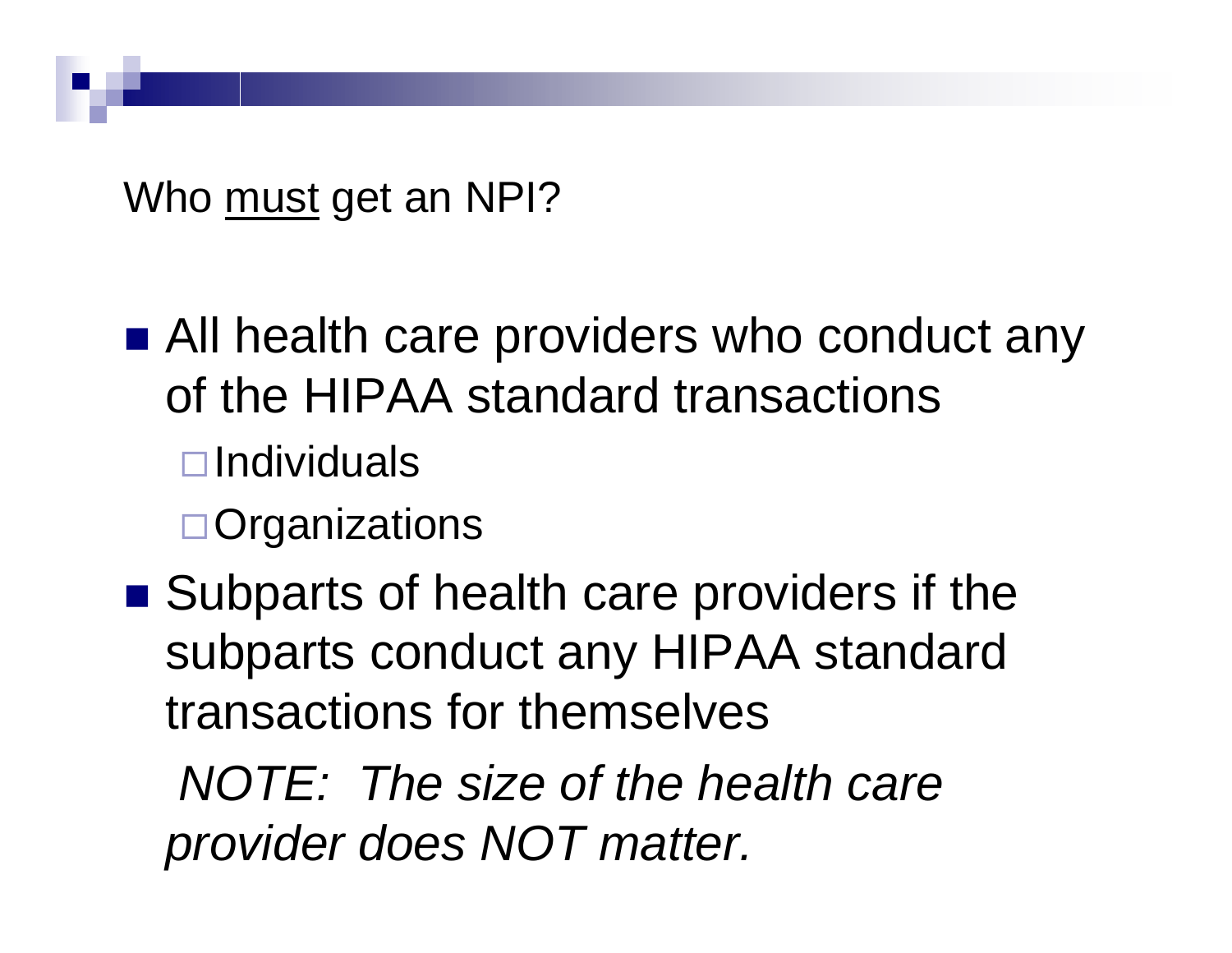## Who <u>must</u> get an NPI?

- All health care providers who conduct any of the HIPAA standard transactions
  - Individuals
  - Organizations
- Subparts of health care providers if the subparts conduct any HIPAA standard transactions for themselves

  *NOTE: The size of the health care provider does NOT matter.*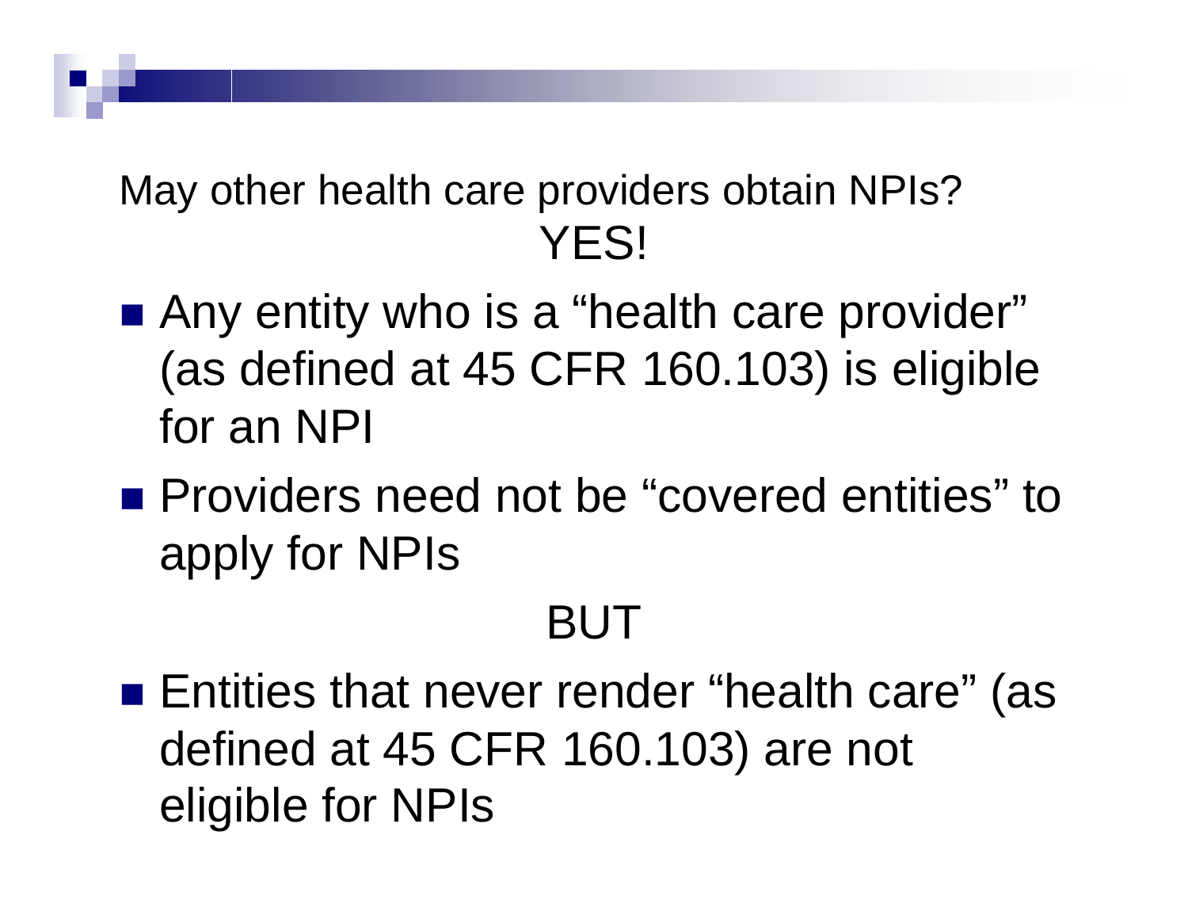## May other health care providers obtain NPIs? YES!

- Any entity who is a "health care provider" (as defined at 45 CFR 160.103) is eligible for an NPI
- Providers need not be "covered entities" to apply for NPIs

BUT

- Entities that never render "health care" (as defined at 45 CFR 160.103) are not eligible for NPIs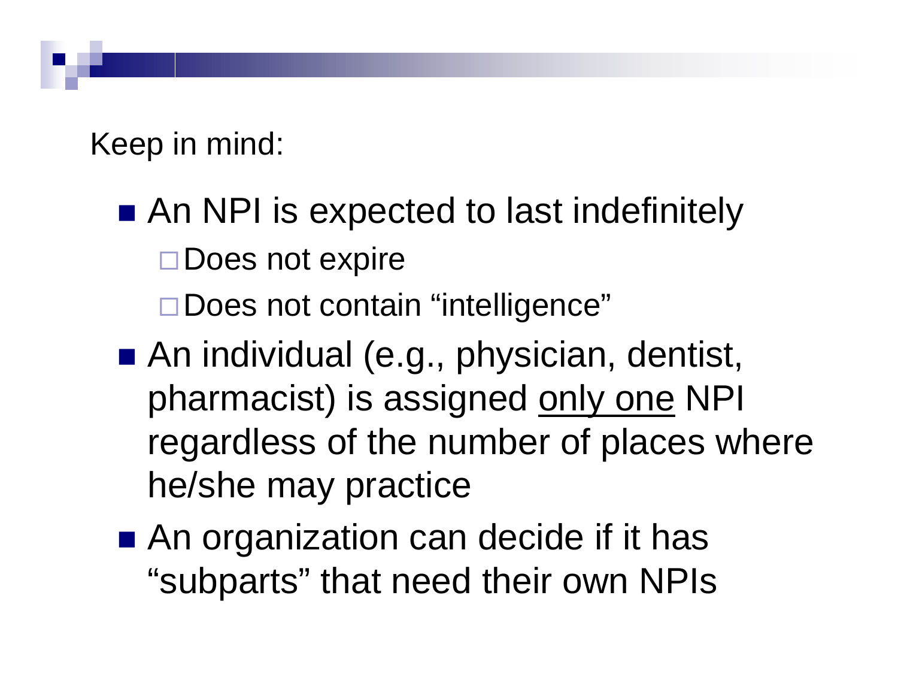Keep in mind:

- An NPI is expected to last indefinitely
  - Does not expire
  - Does not contain "intelligence"
- An individual (e.g., physician, dentist, pharmacist) is assigned <u>only one</u> NPI regardless of the number of places where he/she may practice
- An organization can decide if it has "subparts" that need their own NPIs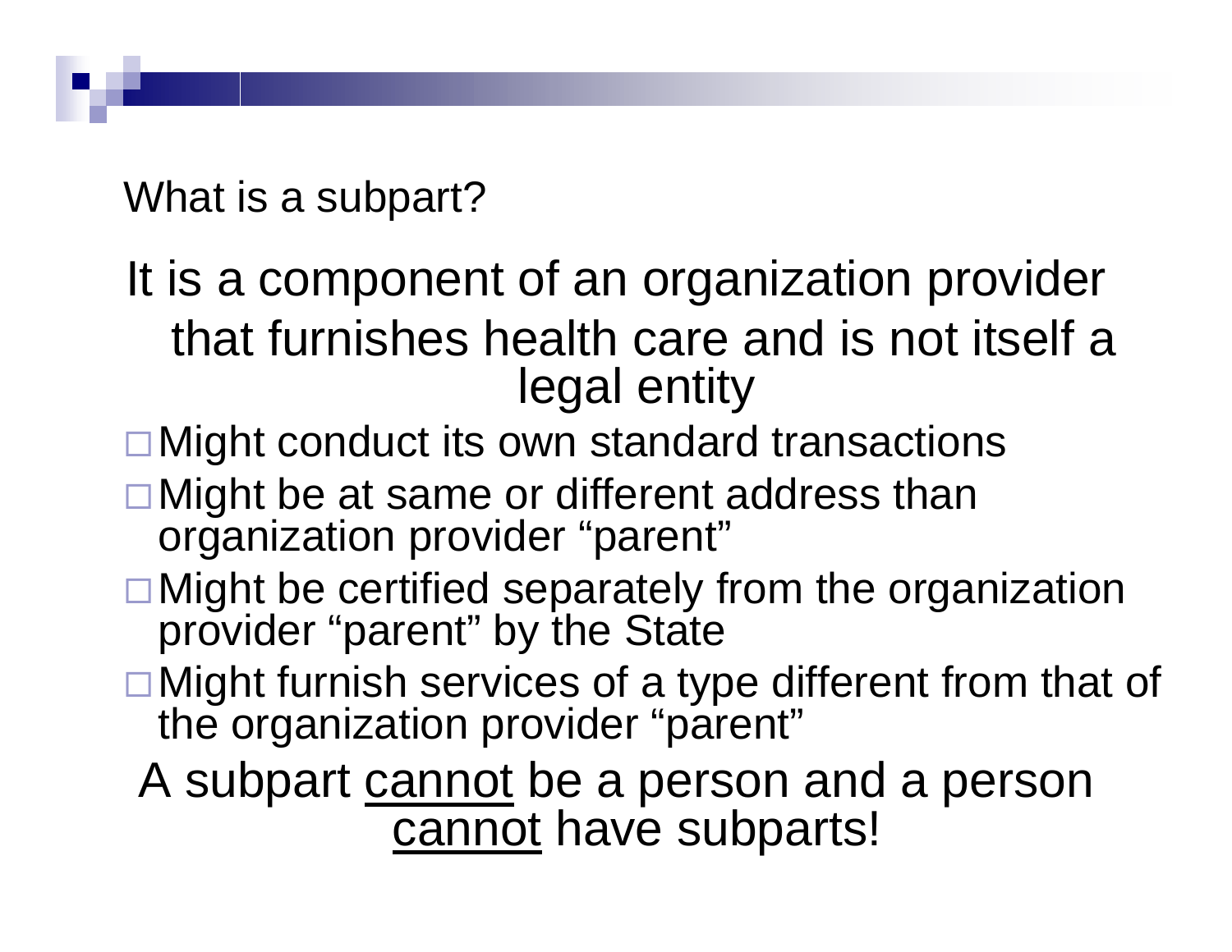## What is a subpart?

It is a component of an organization provider that furnishes health care and is not itself a legal entity

- Might conduct its own standard transactions
- Might be at same or different address than organization provider "parent"
- Might be certified separately from the organization provider "parent" by the State
- Might furnish services of a type different from that of the organization provider "parent"

A subpart <u>cannot</u> be a person and a person <u>cannot</u> have subparts!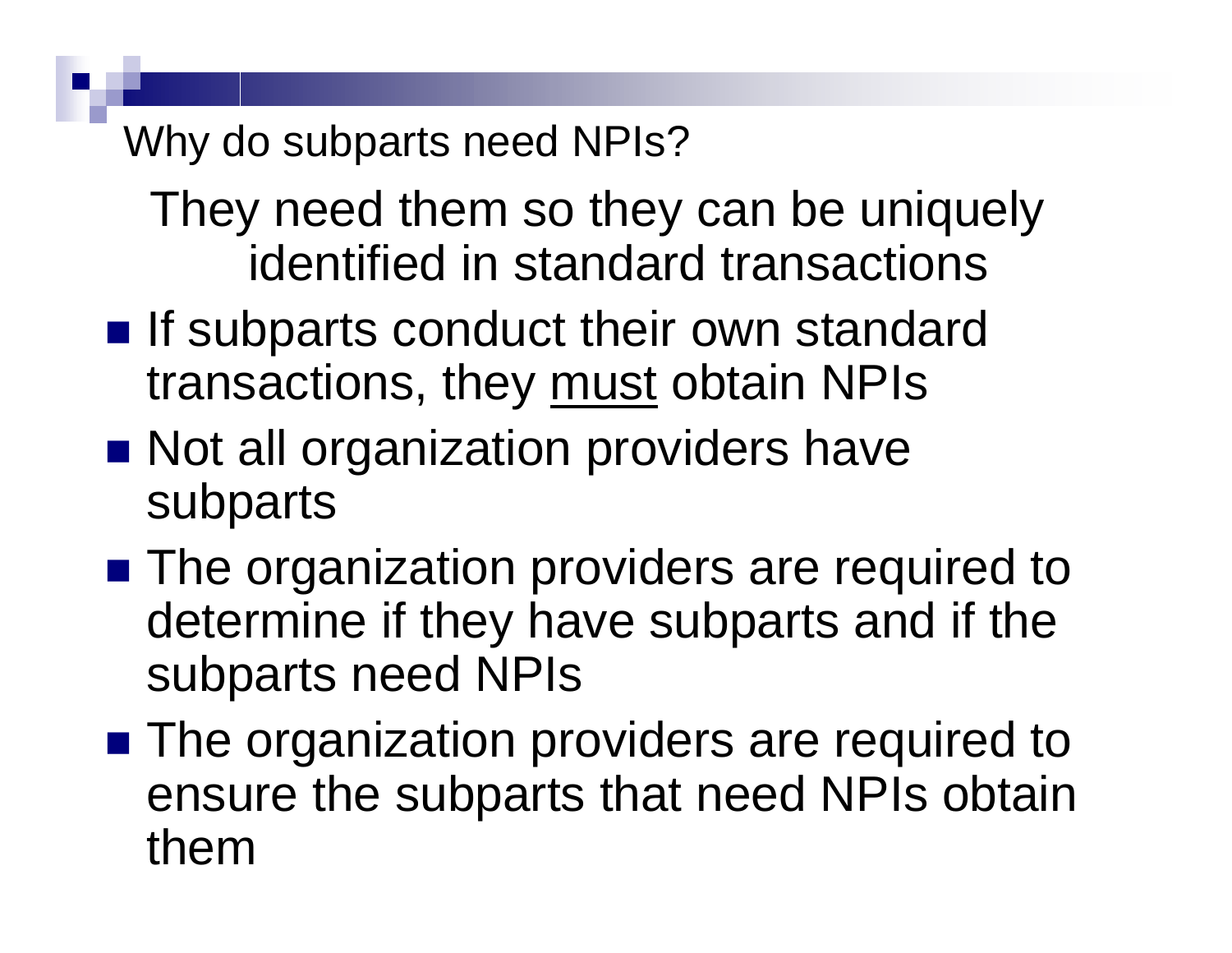## Why do subparts need NPIs?

They need them so they can be uniquely identified in standard transactions

- If subparts conduct their own standard transactions, they <u>must</u> obtain NPIs
- Not all organization providers have subparts
- The organization providers are required to determine if they have subparts and if the subparts need NPIs
- The organization providers are required to ensure the subparts that need NPIs obtain them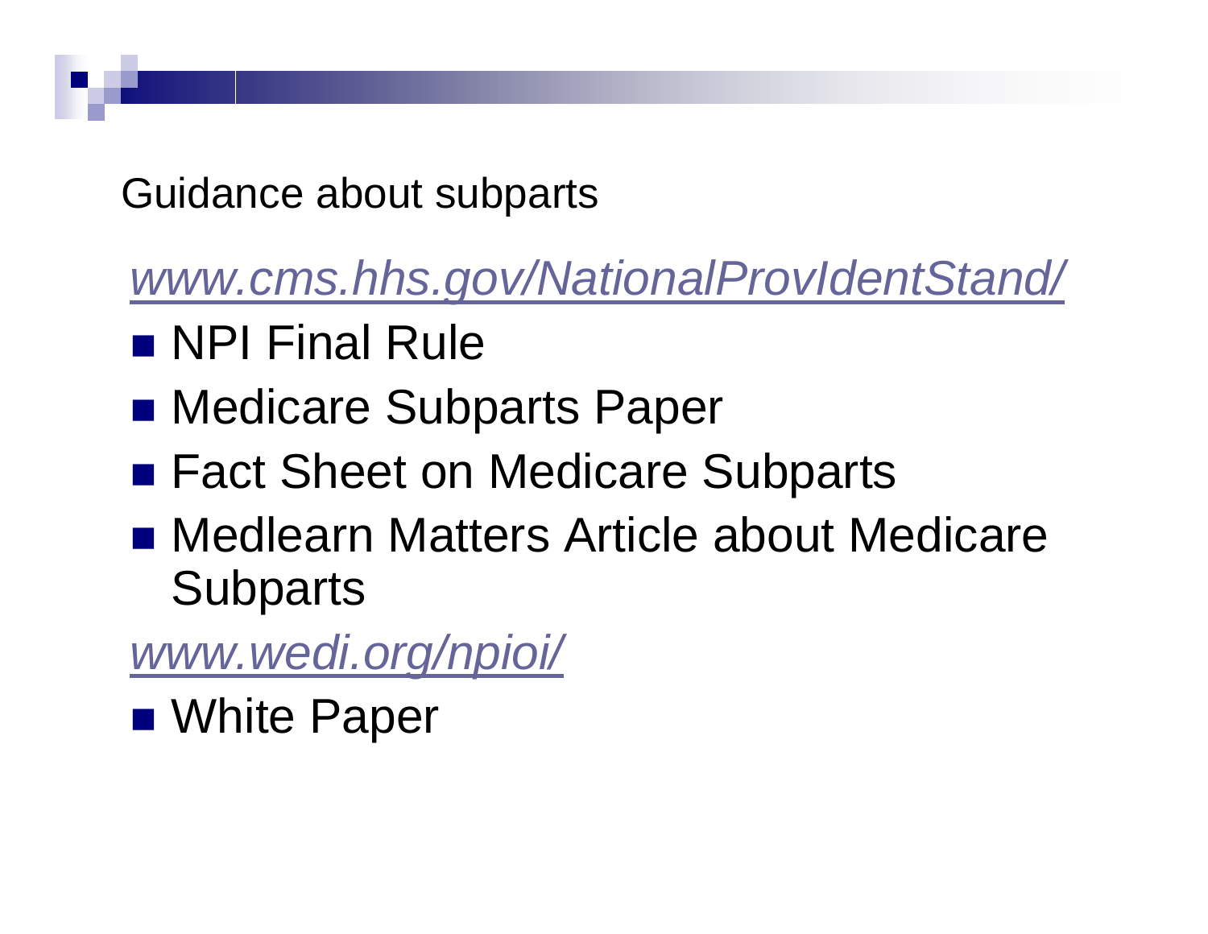## Guidance about subparts

*www.cms.hhs.gov/NationalProvIdentStand/*

- NPI Final Rule
- Medicare Subparts Paper
- Fact Sheet on Medicare Subparts
- Medlearn Matters Article about Medicare Subparts

*www.wedi.org/npioi/*

- White Paper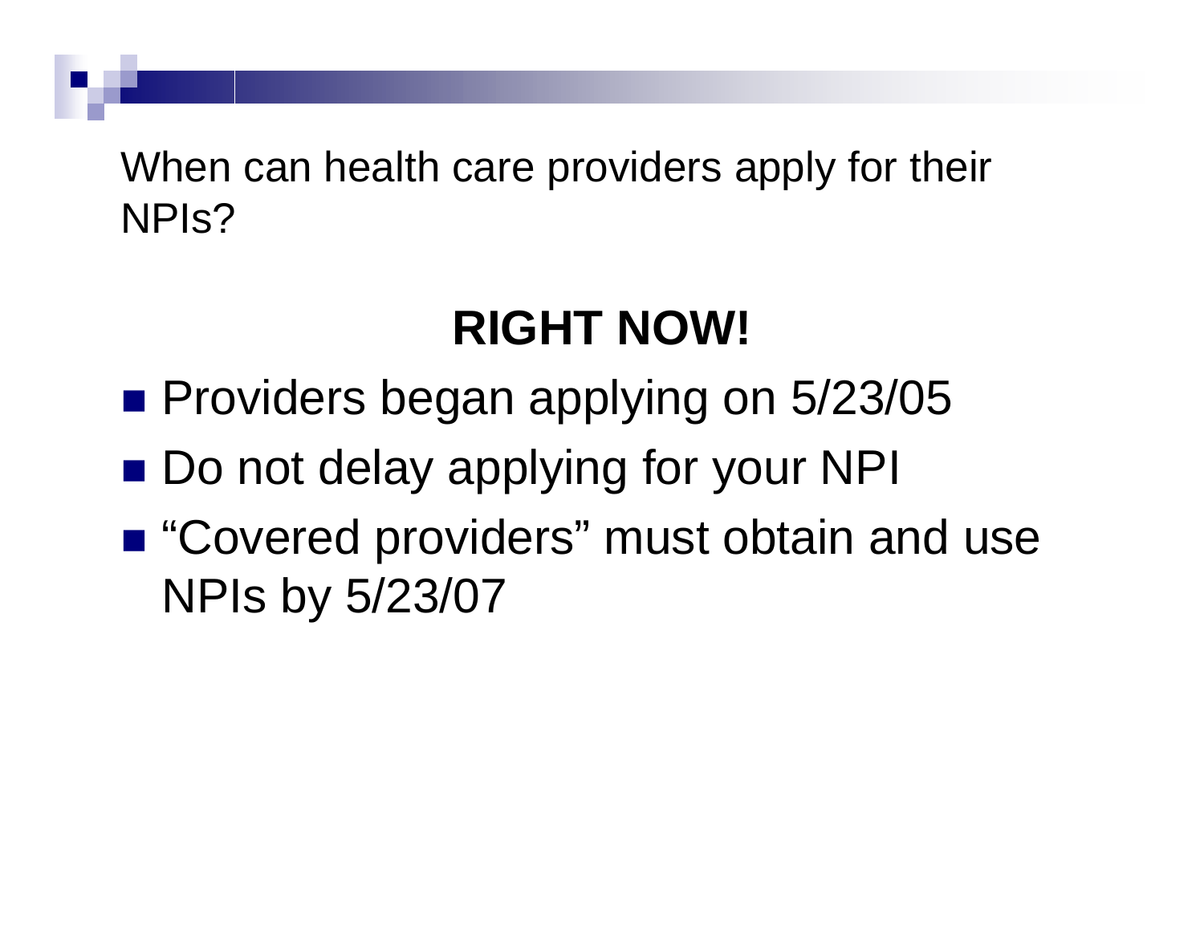## When can health care providers apply for their NPIs?

**RIGHT NOW!**

- Providers began applying on 5/23/05
- Do not delay applying for your NPI
- "Covered providers" must obtain and use NPIs by 5/23/07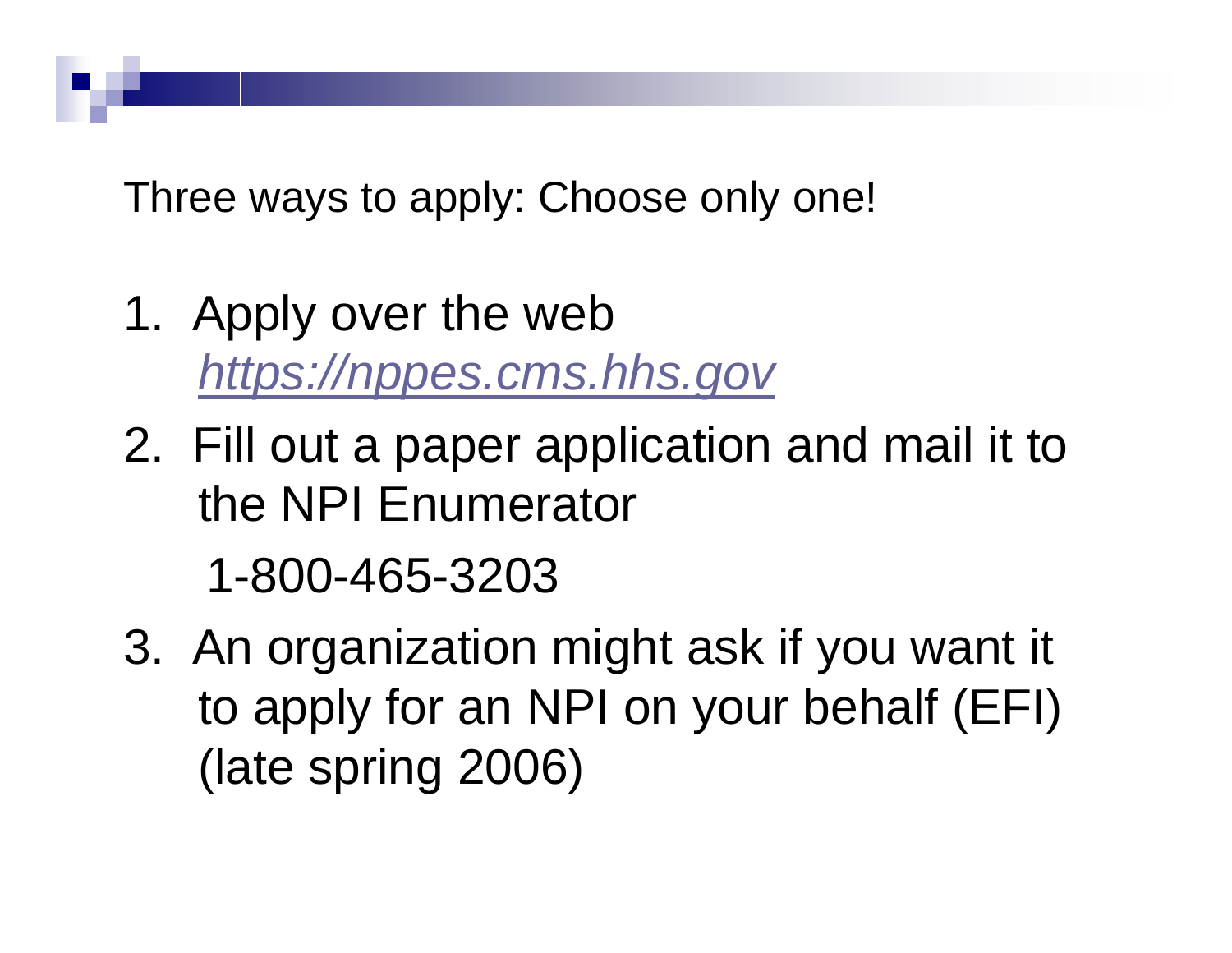Three ways to apply: Choose only one!

1. Apply over the web
   *https://nppes.cms.hhs.gov*
2. Fill out a paper application and mail it to the NPI Enumerator
   1-800-465-3203
3. An organization might ask if you want it to apply for an NPI on your behalf (EFI) (late spring 2006)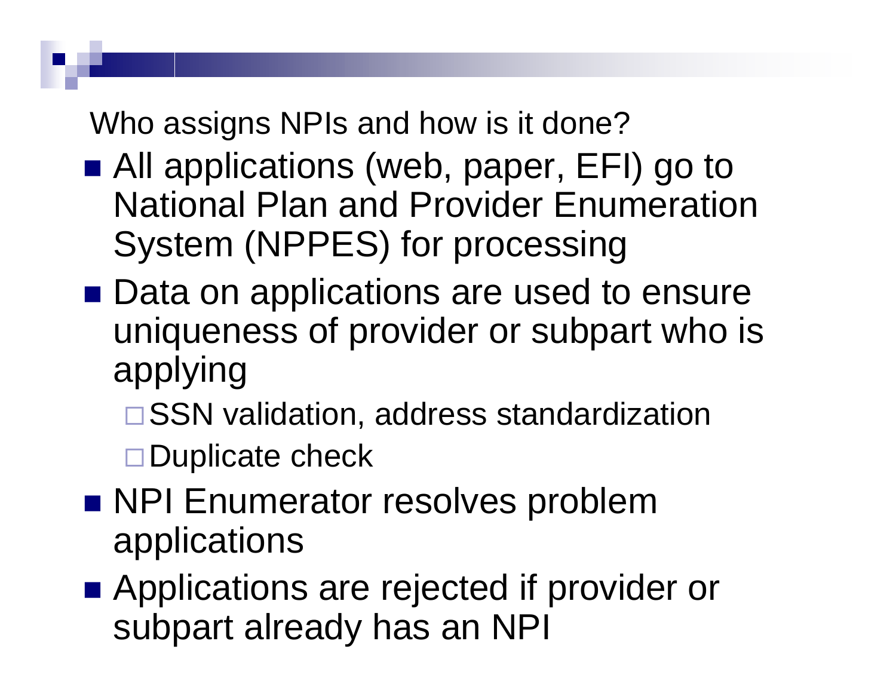## Who assigns NPIs and how is it done?

- All applications (web, paper, EFI) go to National Plan and Provider Enumeration System (NPPES) for processing
- Data on applications are used to ensure uniqueness of provider or subpart who is applying
  - SSN validation, address standardization
  - Duplicate check
- NPI Enumerator resolves problem applications
- Applications are rejected if provider or subpart already has an NPI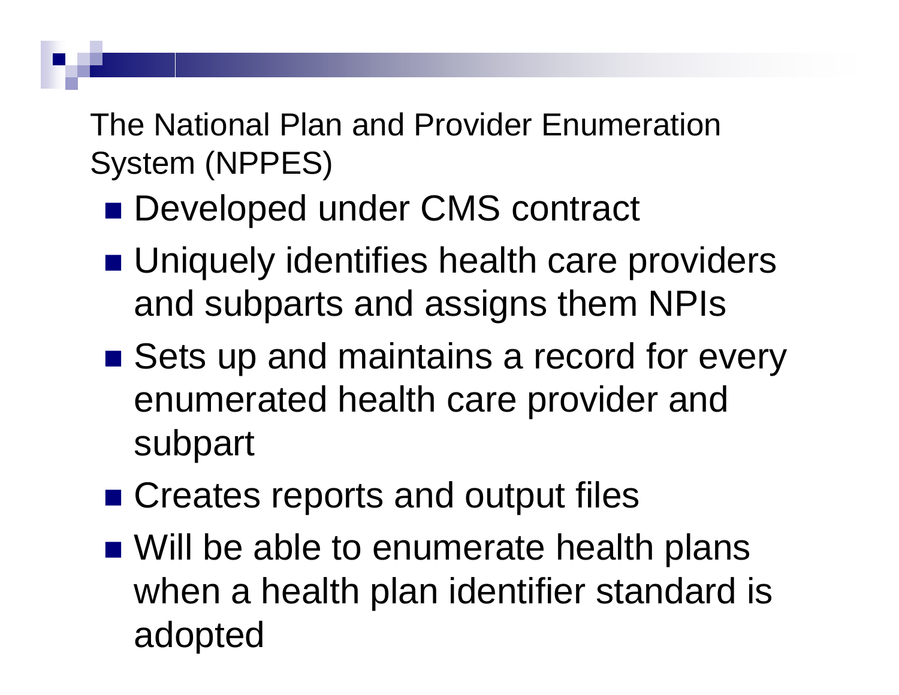## The National Plan and Provider Enumeration System (NPPES)

- Developed under CMS contract
- Uniquely identifies health care providers and subparts and assigns them NPIs
- Sets up and maintains a record for every enumerated health care provider and subpart
- Creates reports and output files
- Will be able to enumerate health plans when a health plan identifier standard is adopted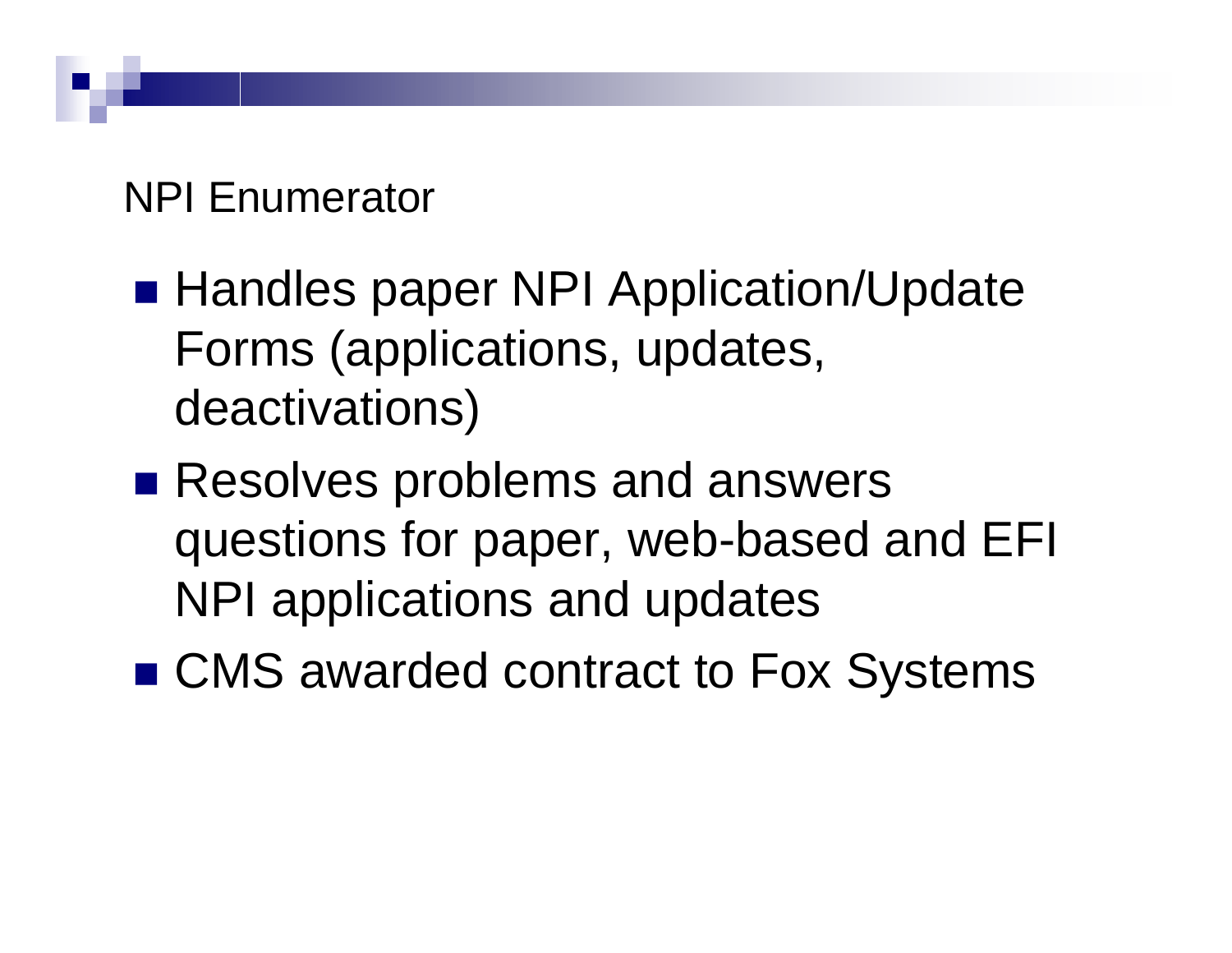## NPI Enumerator

- Handles paper NPI Application/Update Forms (applications, updates, deactivations)
- Resolves problems and answers questions for paper, web-based and EFI NPI applications and updates
- CMS awarded contract to Fox Systems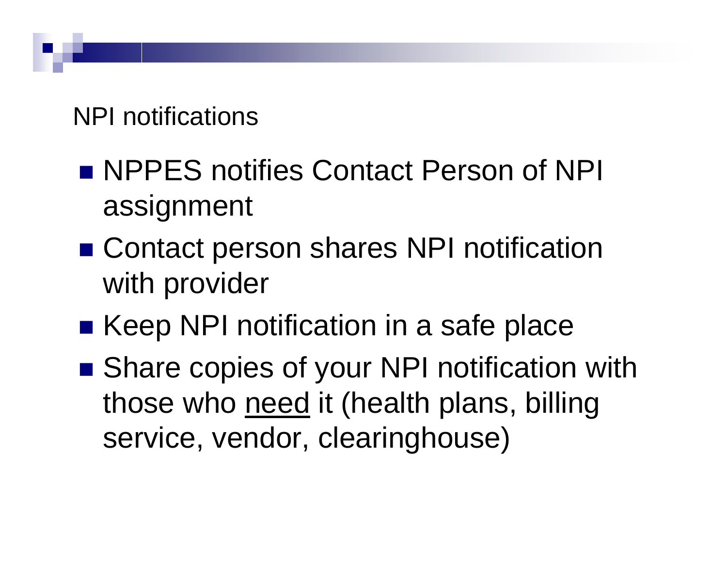## NPI notifications

- NPPES notifies Contact Person of NPI assignment
- Contact person shares NPI notification with provider
- Keep NPI notification in a safe place
- Share copies of your NPI notification with those who <u>need</u> it (health plans, billing service, vendor, clearinghouse)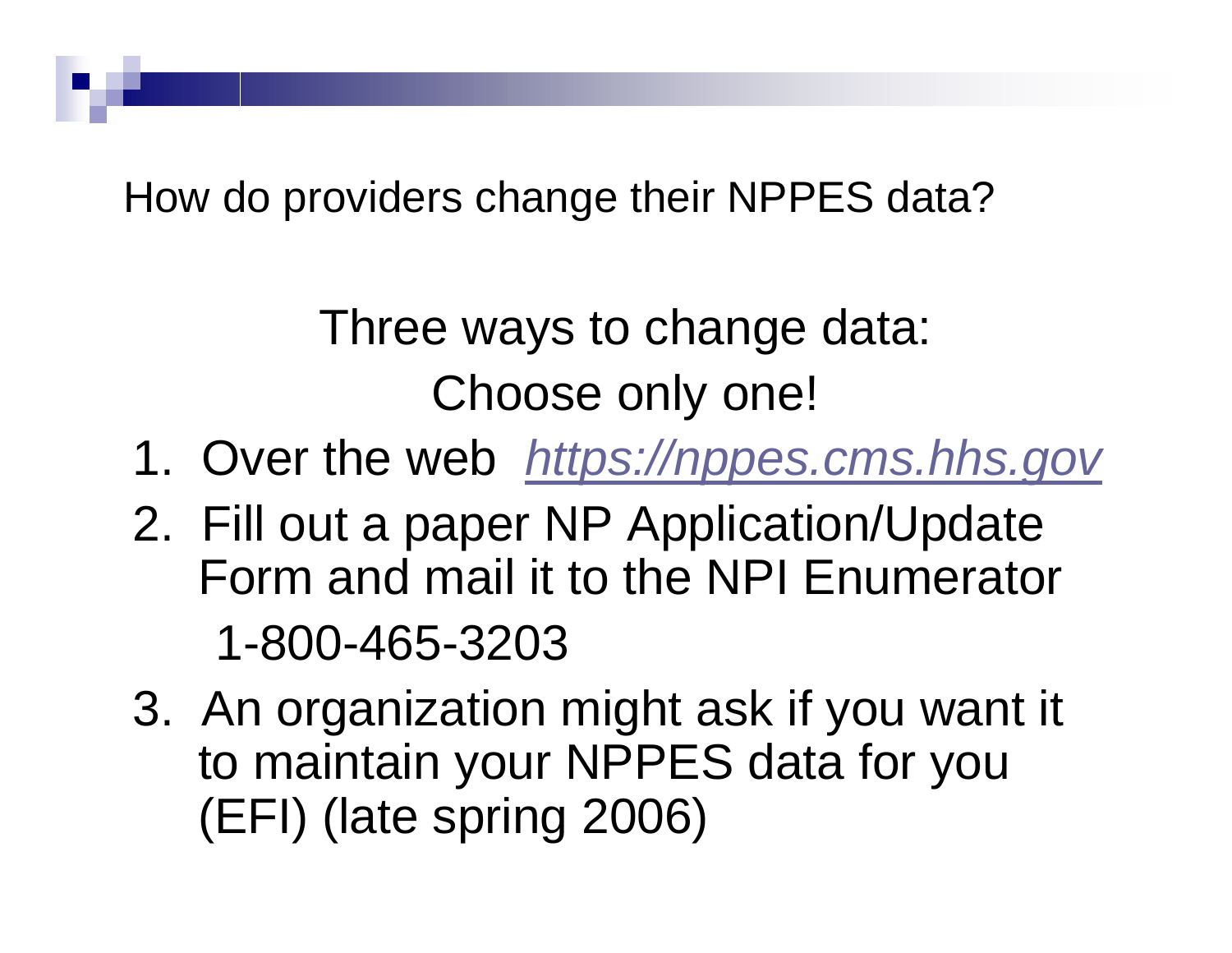## How do providers change their NPPES data?

Three ways to change data:
Choose only one!

1. Over the web *https://nppes.cms.hhs.gov*
2. Fill out a paper NP Application/Update Form and mail it to the NPI Enumerator
   1-800-465-3203
3. An organization might ask if you want it to maintain your NPPES data for you (EFI) (late spring 2006)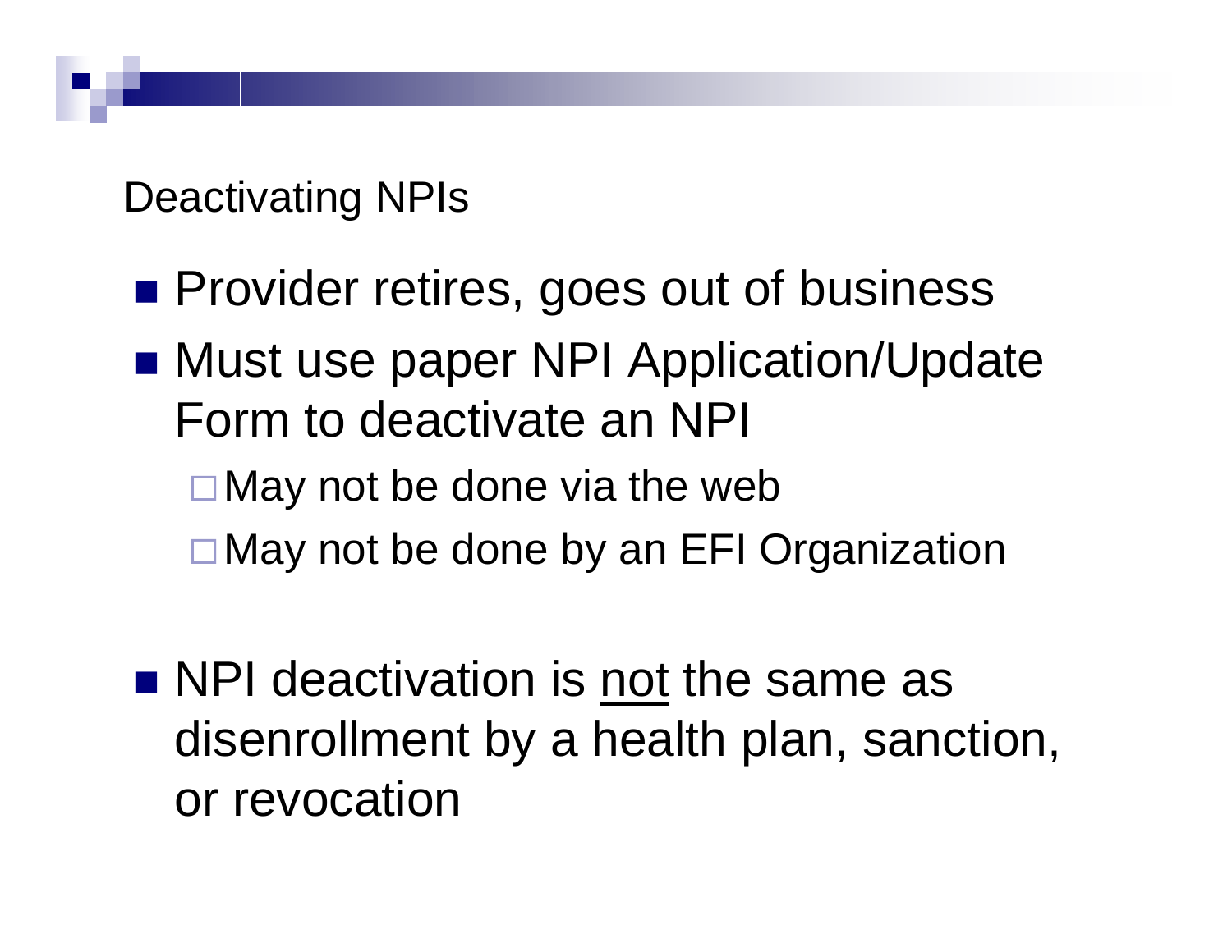## Deactivating NPIs

- Provider retires, goes out of business
- Must use paper NPI Application/Update Form to deactivate an NPI
  - May not be done via the web
  - May not be done by an EFI Organization
- NPI deactivation is <u>not</u> the same as disenrollment by a health plan, sanction, or revocation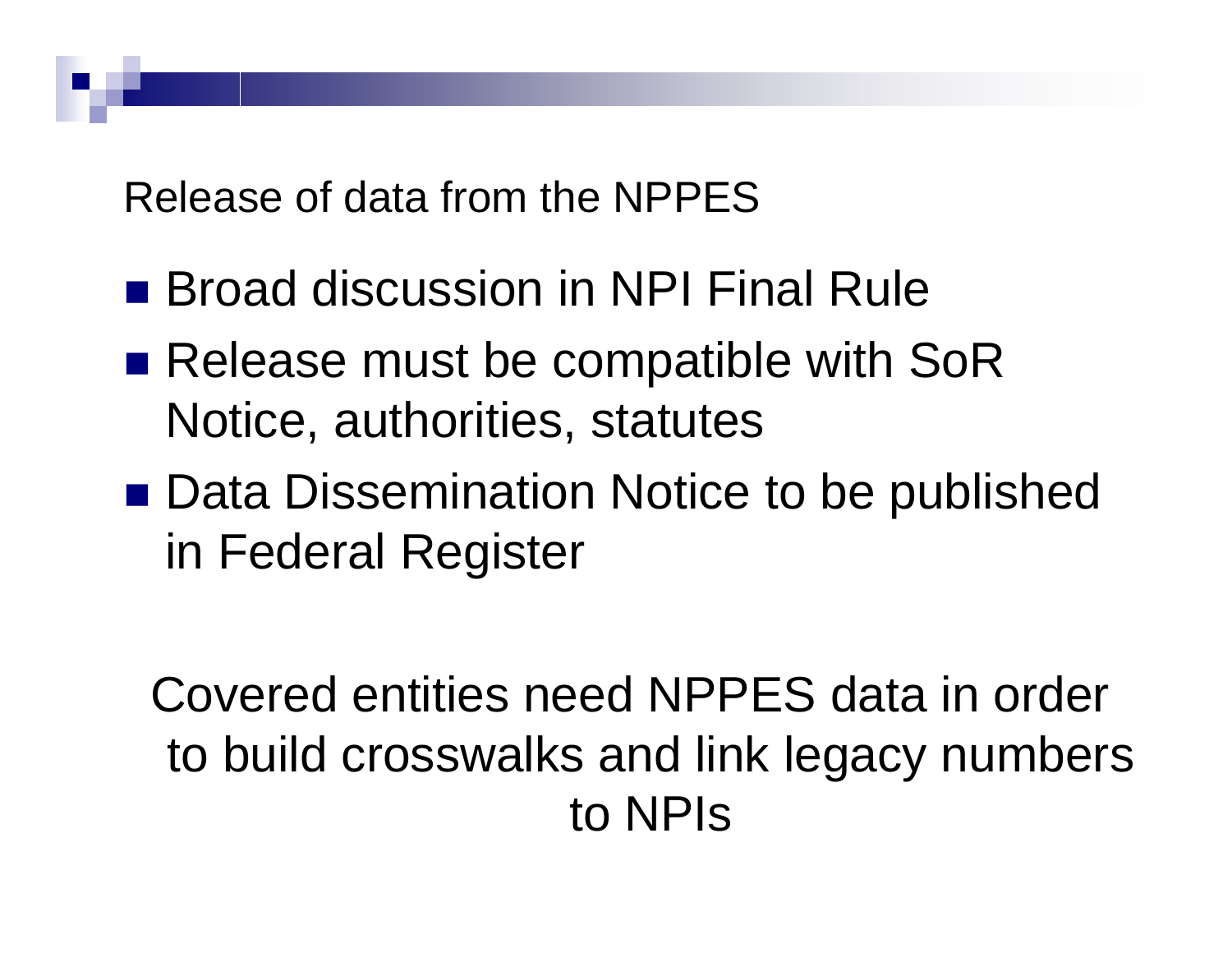## Release of data from the NPPES

- Broad discussion in NPI Final Rule
- Release must be compatible with SoR Notice, authorities, statutes
- Data Dissemination Notice to be published in Federal Register

Covered entities need NPPES data in order to build crosswalks and link legacy numbers to NPIs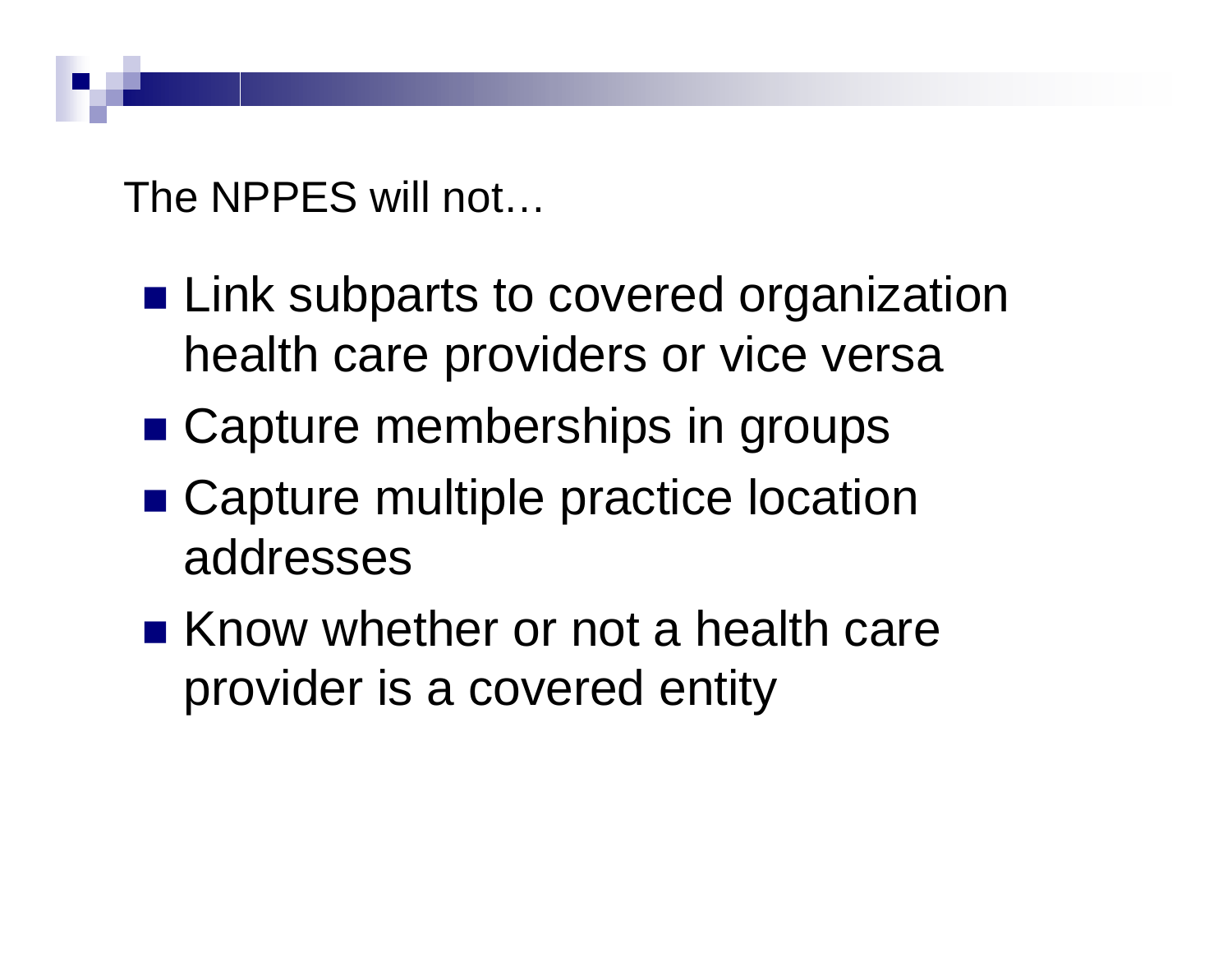The NPPES will not…

- Link subparts to covered organization health care providers or vice versa
- Capture memberships in groups
- Capture multiple practice location addresses
- Know whether or not a health care provider is a covered entity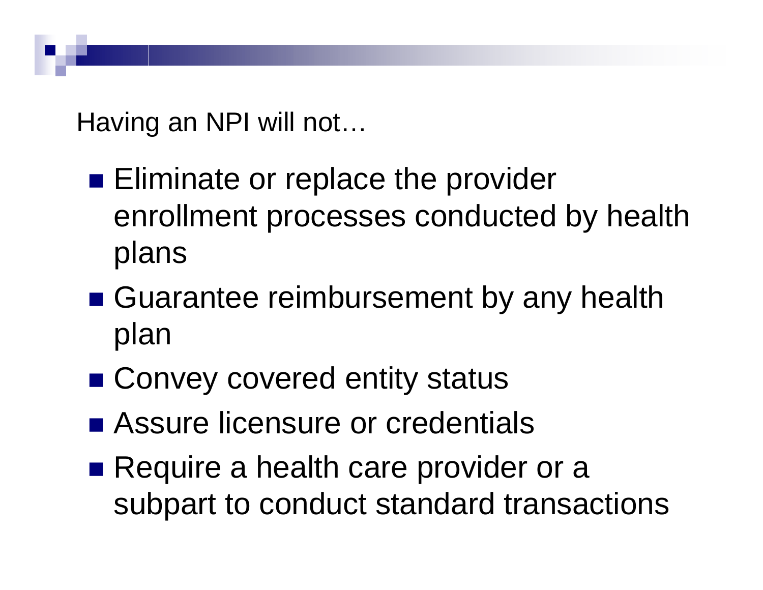Having an NPI will not…

- Eliminate or replace the provider enrollment processes conducted by health plans
- Guarantee reimbursement by any health plan
- Convey covered entity status
- Assure licensure or credentials
- Require a health care provider or a subpart to conduct standard transactions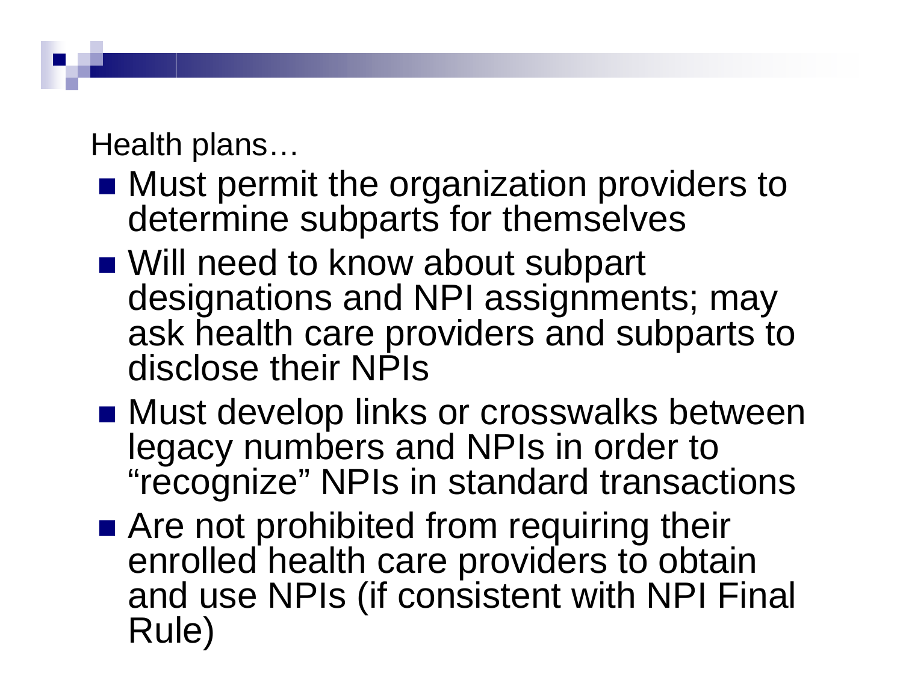Health plans…

- Must permit the organization providers to determine subparts for themselves
- Will need to know about subpart designations and NPI assignments; may ask health care providers and subparts to disclose their NPIs
- Must develop links or crosswalks between legacy numbers and NPIs in order to "recognize" NPIs in standard transactions
- Are not prohibited from requiring their enrolled health care providers to obtain and use NPIs (if consistent with NPI Final Rule)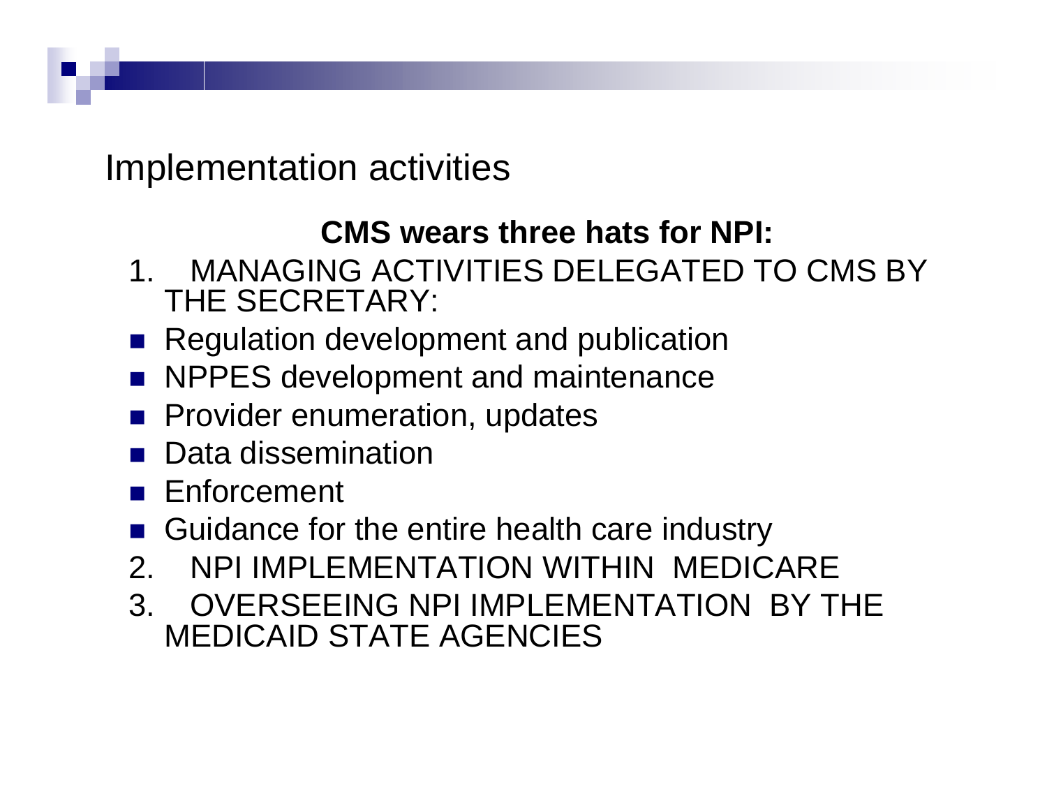# Implementation activities

**CMS wears three hats for NPI:**

1. MANAGING ACTIVITIES DELEGATED TO CMS BY THE SECRETARY:
   - Regulation development and publication
   - NPPES development and maintenance
   - Provider enumeration, updates
   - Data dissemination
   - Enforcement
   - Guidance for the entire health care industry
2. NPI IMPLEMENTATION WITHIN MEDICARE
3. OVERSEEING NPI IMPLEMENTATION BY THE MEDICAID STATE AGENCIES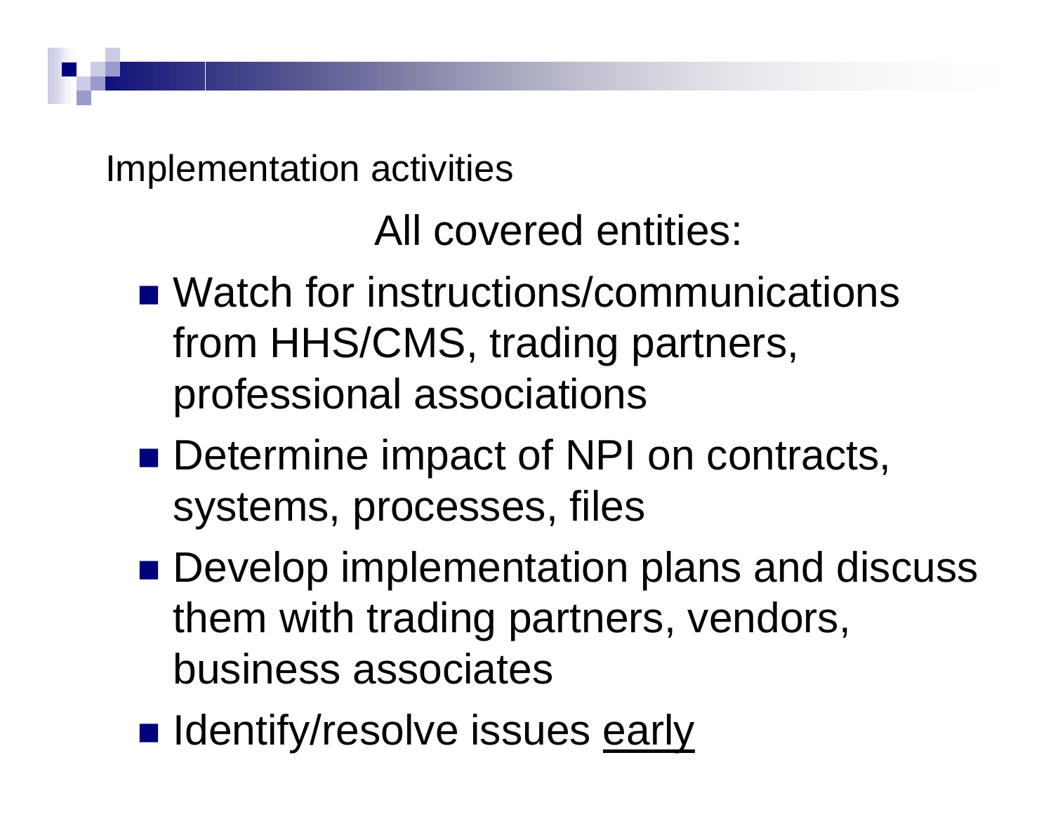Implementation activities

## All covered entities:

- Watch for instructions/communications from HHS/CMS, trading partners, professional associations
- Determine impact of NPI on contracts, systems, processes, files
- Develop implementation plans and discuss them with trading partners, vendors, business associates
- Identify/resolve issues <u>early</u>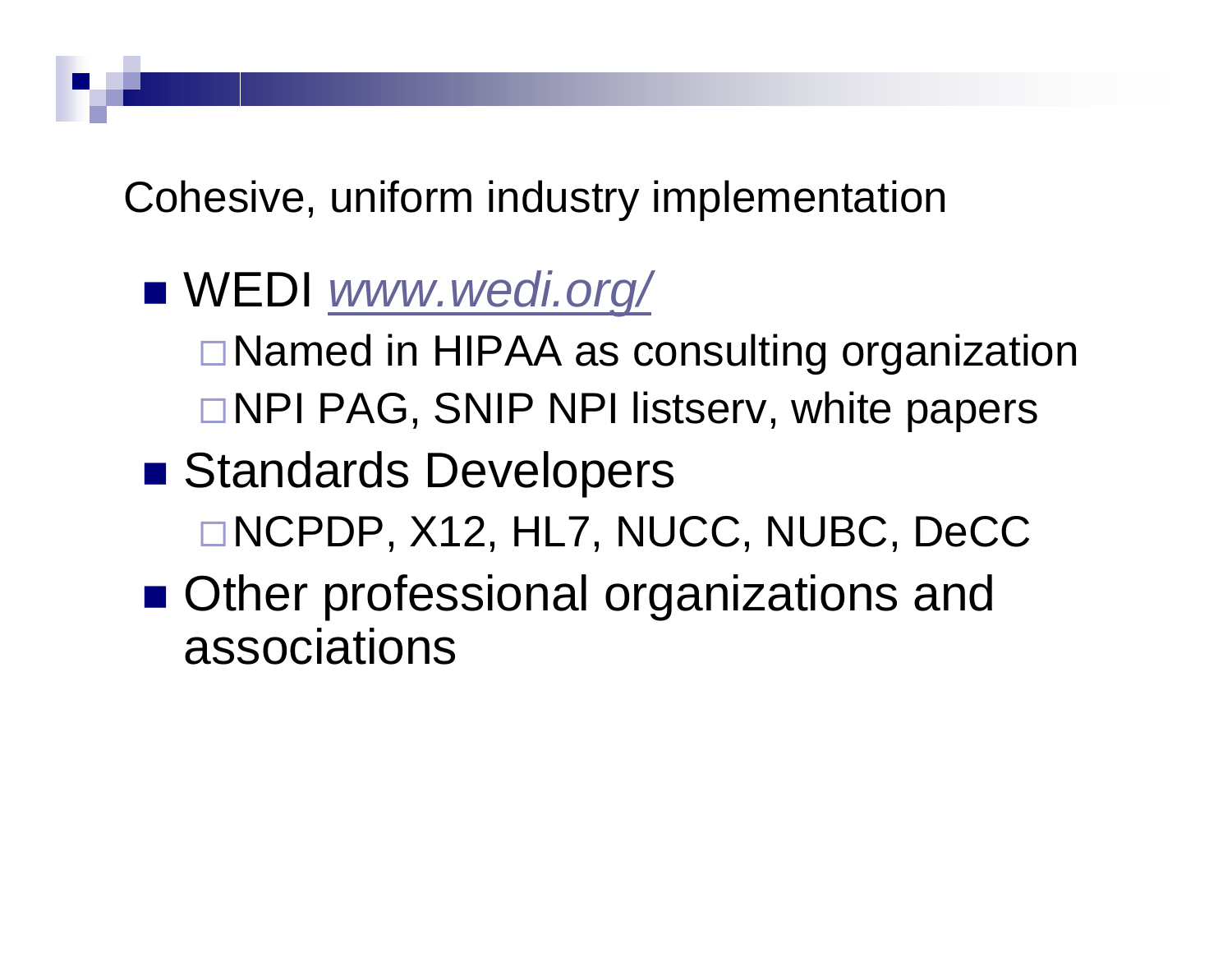## Cohesive, uniform industry implementation

- WEDI *[www.wedi.org/](http://www.wedi.org/)*
  - Named in HIPAA as consulting organization
  - NPI PAG, SNIP NPI listserv, white papers
- Standards Developers
  - NCPDP, X12, HL7, NUCC, NUBC, DeCC
- Other professional organizations and associations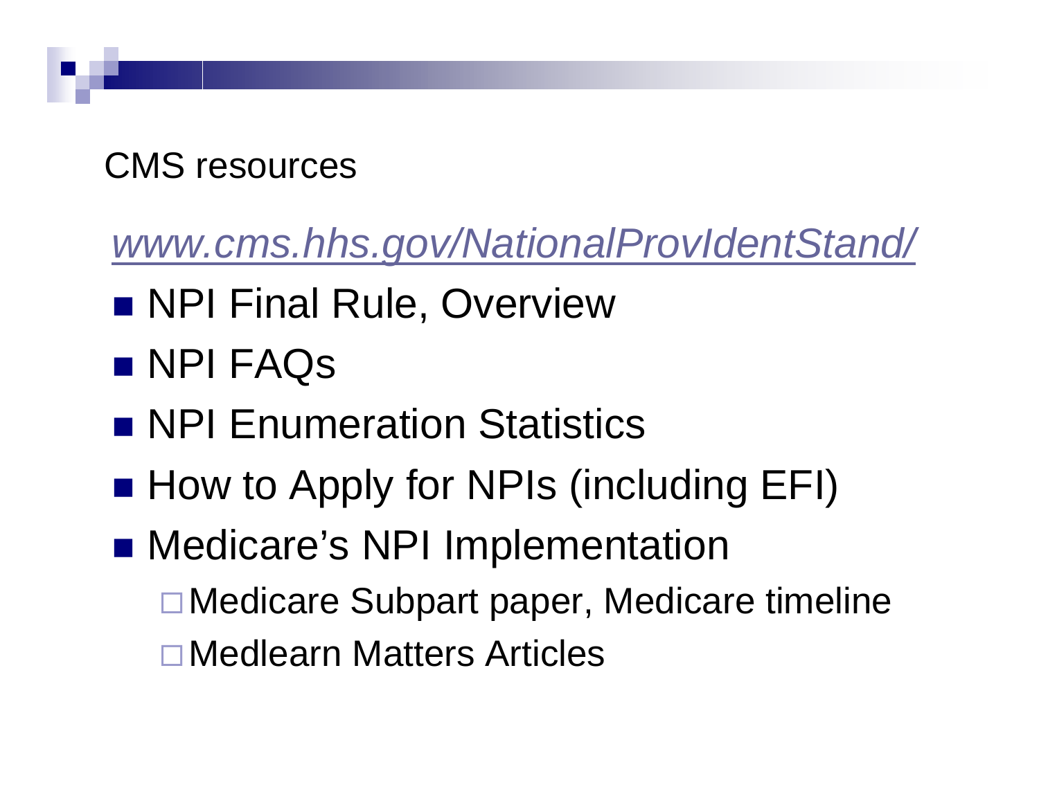# CMS resources

*www.cms.hhs.gov/NationalProvIdentStand/*

- NPI Final Rule, Overview
- NPI FAQs
- NPI Enumeration Statistics
- How to Apply for NPIs (including EFI)
- Medicare's NPI Implementation
  - Medicare Subpart paper, Medicare timeline
  - Medlearn Matters Articles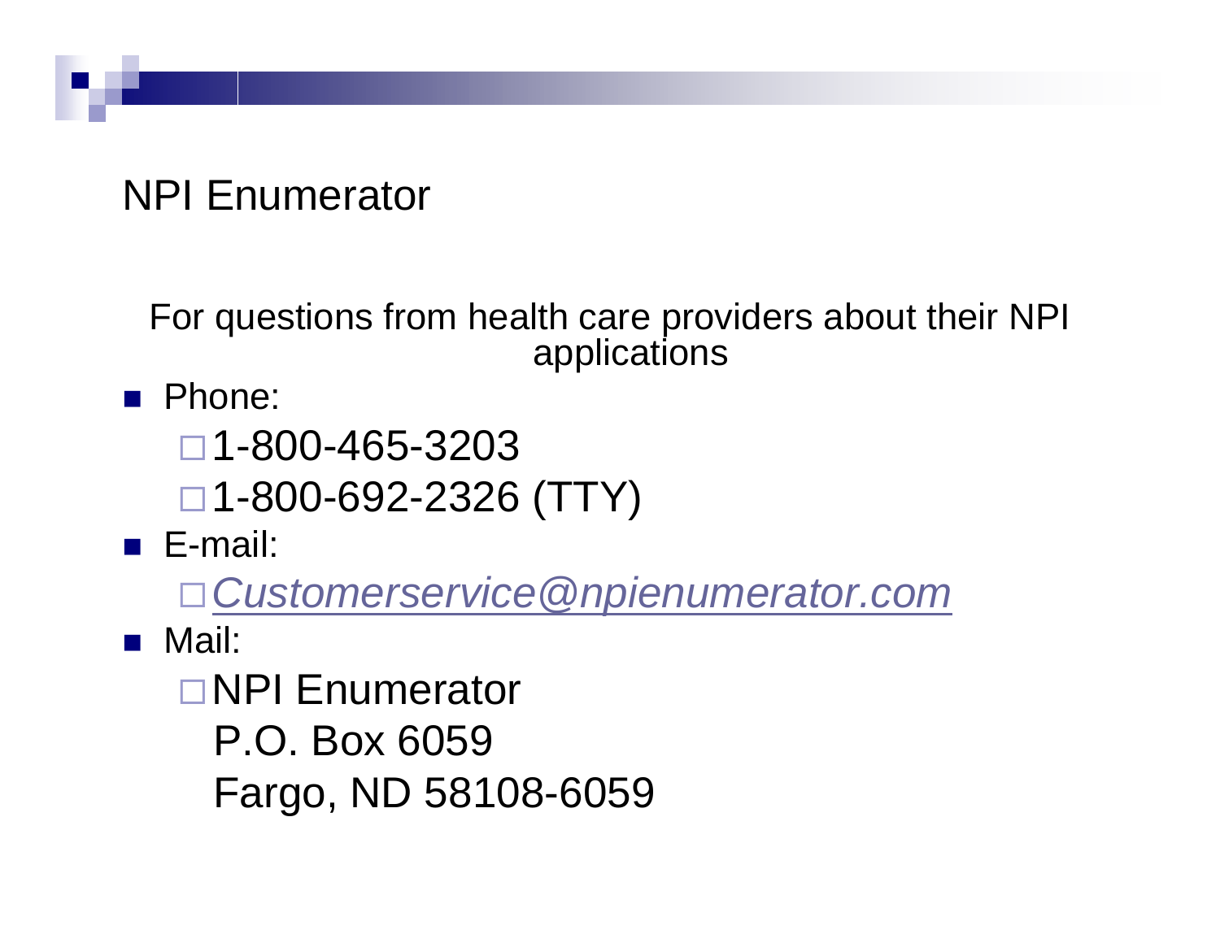# NPI Enumerator

For questions from health care providers about their NPI applications

- Phone:
  - 1-800-465-3203
  - 1-800-692-2326 (TTY)
- E-mail:
  - *Customerservice@npienumerator.com*
- Mail:
  - NPI Enumerator
    P.O. Box 6059
    Fargo, ND 58108-6059